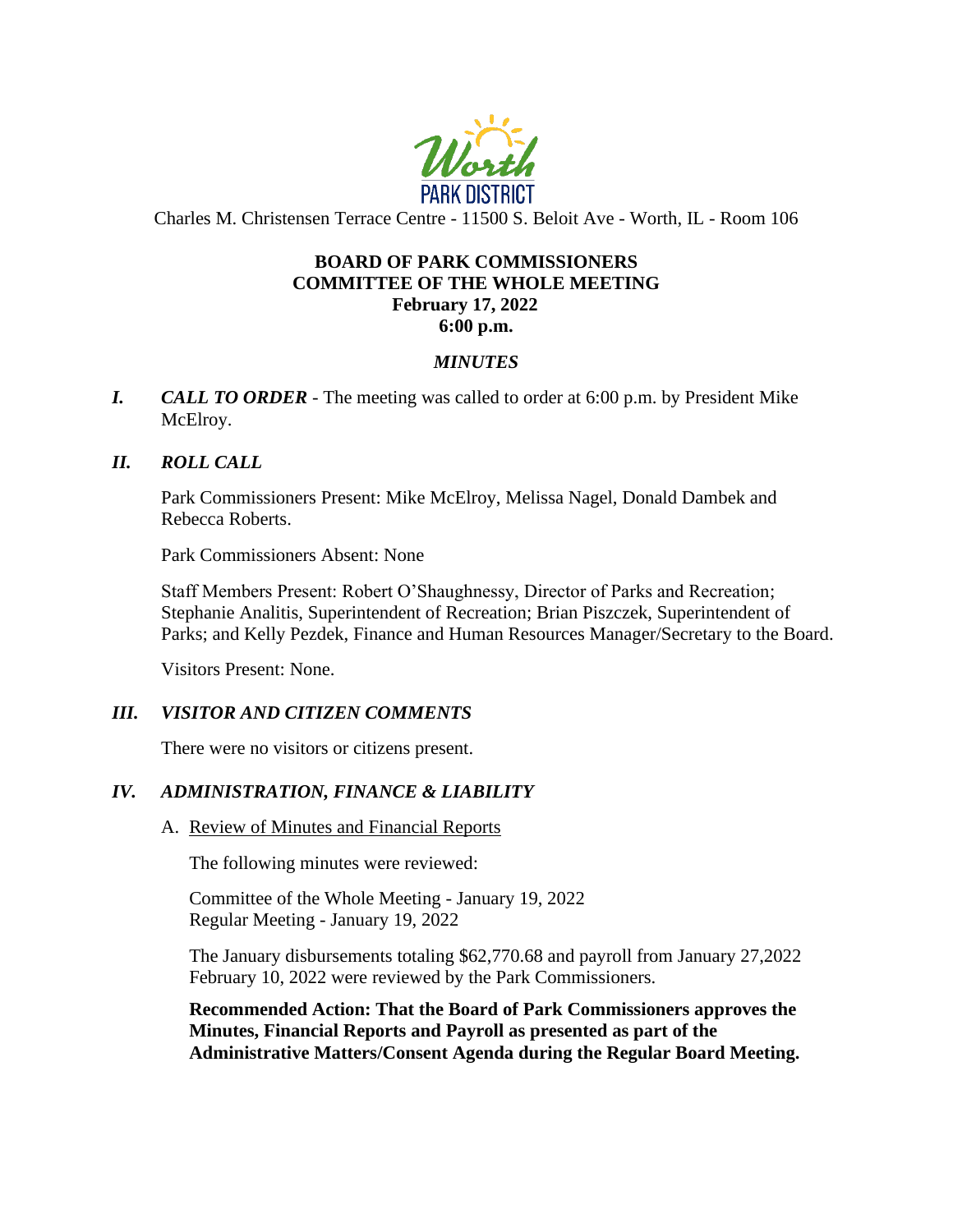Worth PARK DISTRICT

Charles M. Christensen Terrace Centre - 11500 S. Beloit Ave - Worth, IL - Room 106

**BOARD OF PARK COMMISSIONERS**
**COMMITTEE OF THE WHOLE MEETING**
**February 17, 2022**
**6:00 p.m.**

***MINUTES***

***I. CALL TO ORDER*** - The meeting was called to order at 6:00 p.m. by President Mike McElroy.

***II. ROLL CALL***

Park Commissioners Present: Mike McElroy, Melissa Nagel, Donald Dambek and Rebecca Roberts.

Park Commissioners Absent: None

Staff Members Present: Robert O'Shaughnessy, Director of Parks and Recreation; Stephanie Analitis, Superintendent of Recreation; Brian Piszczek, Superintendent of Parks; and Kelly Pezdek, Finance and Human Resources Manager/Secretary to the Board.

Visitors Present: None.

***III. VISITOR AND CITIZEN COMMENTS***

There were no visitors or citizens present.

***IV. ADMINISTRATION, FINANCE & LIABILITY***

A. Review of Minutes and Financial Reports

The following minutes were reviewed:

Committee of the Whole Meeting - January 19, 2022
Regular Meeting - January 19, 2022

The January disbursements totaling $62,770.68 and payroll from January 27,2022 February 10, 2022 were reviewed by the Park Commissioners.

**Recommended Action: That the Board of Park Commissioners approves the Minutes, Financial Reports and Payroll as presented as part of the Administrative Matters/Consent Agenda during the Regular Board Meeting.**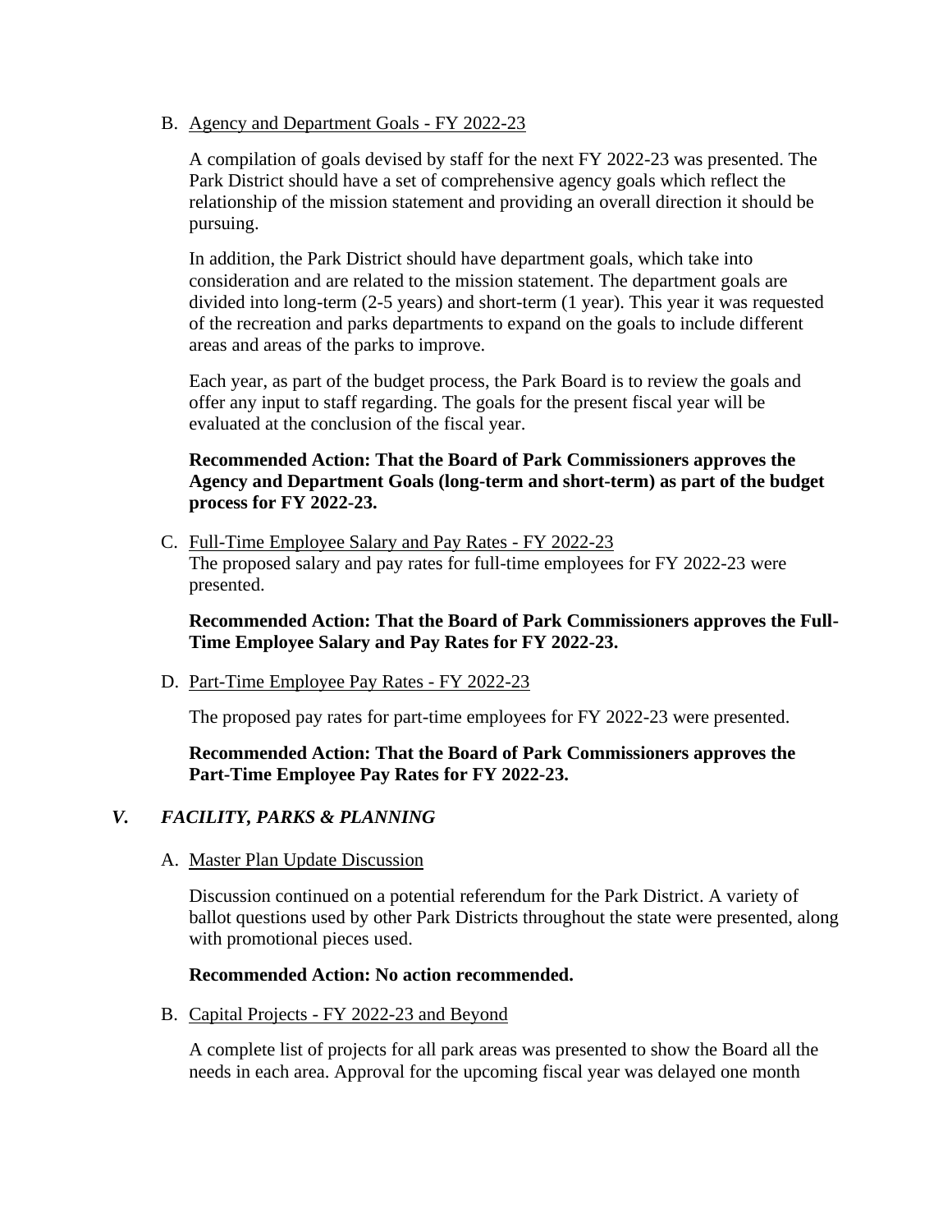B. Agency and Department Goals - FY 2022-23

A compilation of goals devised by staff for the next FY 2022-23 was presented. The Park District should have a set of comprehensive agency goals which reflect the relationship of the mission statement and providing an overall direction it should be pursuing.

In addition, the Park District should have department goals, which take into consideration and are related to the mission statement. The department goals are divided into long-term (2-5 years) and short-term (1 year). This year it was requested of the recreation and parks departments to expand on the goals to include different areas and areas of the parks to improve.

Each year, as part of the budget process, the Park Board is to review the goals and offer any input to staff regarding. The goals for the present fiscal year will be evaluated at the conclusion of the fiscal year.

**Recommended Action: That the Board of Park Commissioners approves the Agency and Department Goals (long-term and short-term) as part of the budget process for FY 2022-23.**

C. Full-Time Employee Salary and Pay Rates - FY 2022-23

The proposed salary and pay rates for full-time employees for FY 2022-23 were presented.

**Recommended Action: That the Board of Park Commissioners approves the Full-Time Employee Salary and Pay Rates for FY 2022-23.**

D. Part-Time Employee Pay Rates - FY 2022-23

The proposed pay rates for part-time employees for FY 2022-23 were presented.

**Recommended Action: That the Board of Park Commissioners approves the Part-Time Employee Pay Rates for FY 2022-23.**

## *V. FACILITY, PARKS & PLANNING*

A. Master Plan Update Discussion

Discussion continued on a potential referendum for the Park District. A variety of ballot questions used by other Park Districts throughout the state were presented, along with promotional pieces used.

**Recommended Action: No action recommended.**

B. Capital Projects - FY 2022-23 and Beyond

A complete list of projects for all park areas was presented to show the Board all the needs in each area. Approval for the upcoming fiscal year was delayed one month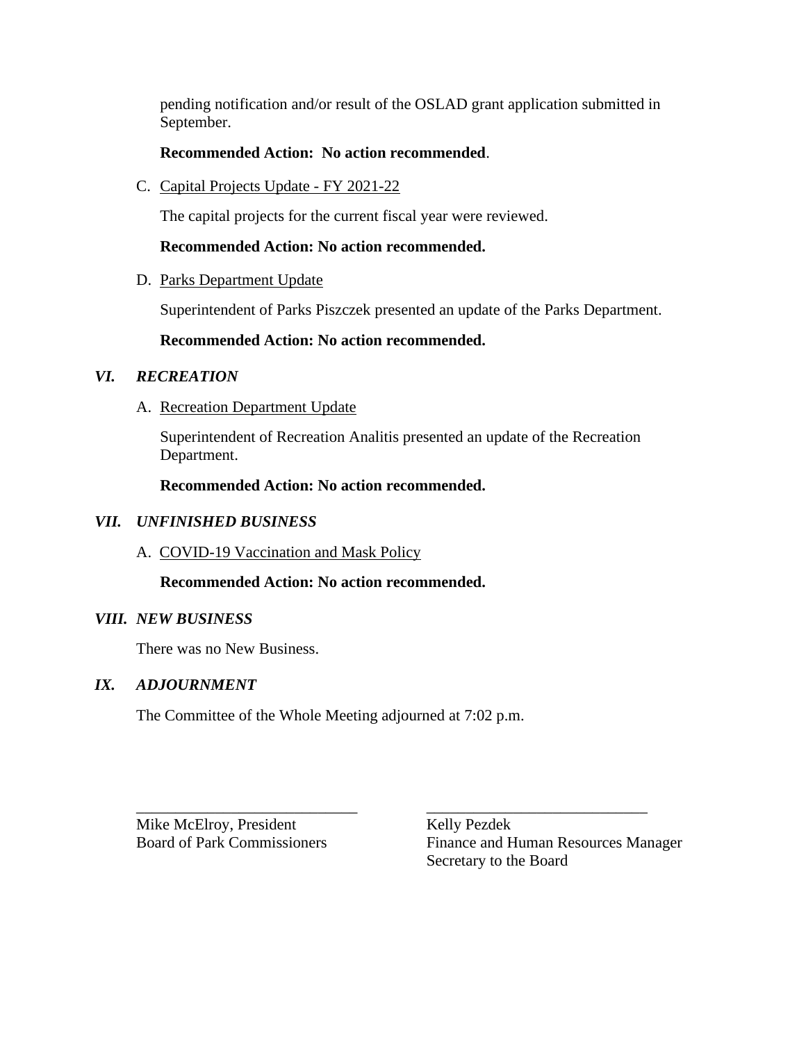pending notification and/or result of the OSLAD grant application submitted in September.

**Recommended Action: No action recommended**.

C. Capital Projects Update - FY 2021-22

The capital projects for the current fiscal year were reviewed.

**Recommended Action: No action recommended.**

D. Parks Department Update

Superintendent of Parks Piszczek presented an update of the Parks Department.

**Recommended Action: No action recommended.**

## *VI. RECREATION*

A. Recreation Department Update

Superintendent of Recreation Analitis presented an update of the Recreation Department.

**Recommended Action: No action recommended.**

## *VII. UNFINISHED BUSINESS*

A. COVID-19 Vaccination and Mask Policy

**Recommended Action: No action recommended.**

## *VIII. NEW BUSINESS*

There was no New Business.

## *IX. ADJOURNMENT*

The Committee of the Whole Meeting adjourned at 7:02 p.m.

\_\_\_\_\_\_\_\_\_\_\_\_\_\_\_\_\_\_\_\_\_\_\_\_\_\_\_\_\_\_
Mike McElroy, President
Board of Park Commissioners

\_\_\_\_\_\_\_\_\_\_\_\_\_\_\_\_\_\_\_\_\_\_\_\_\_\_\_\_\_\_
Kelly Pezdek
Finance and Human Resources Manager
Secretary to the Board